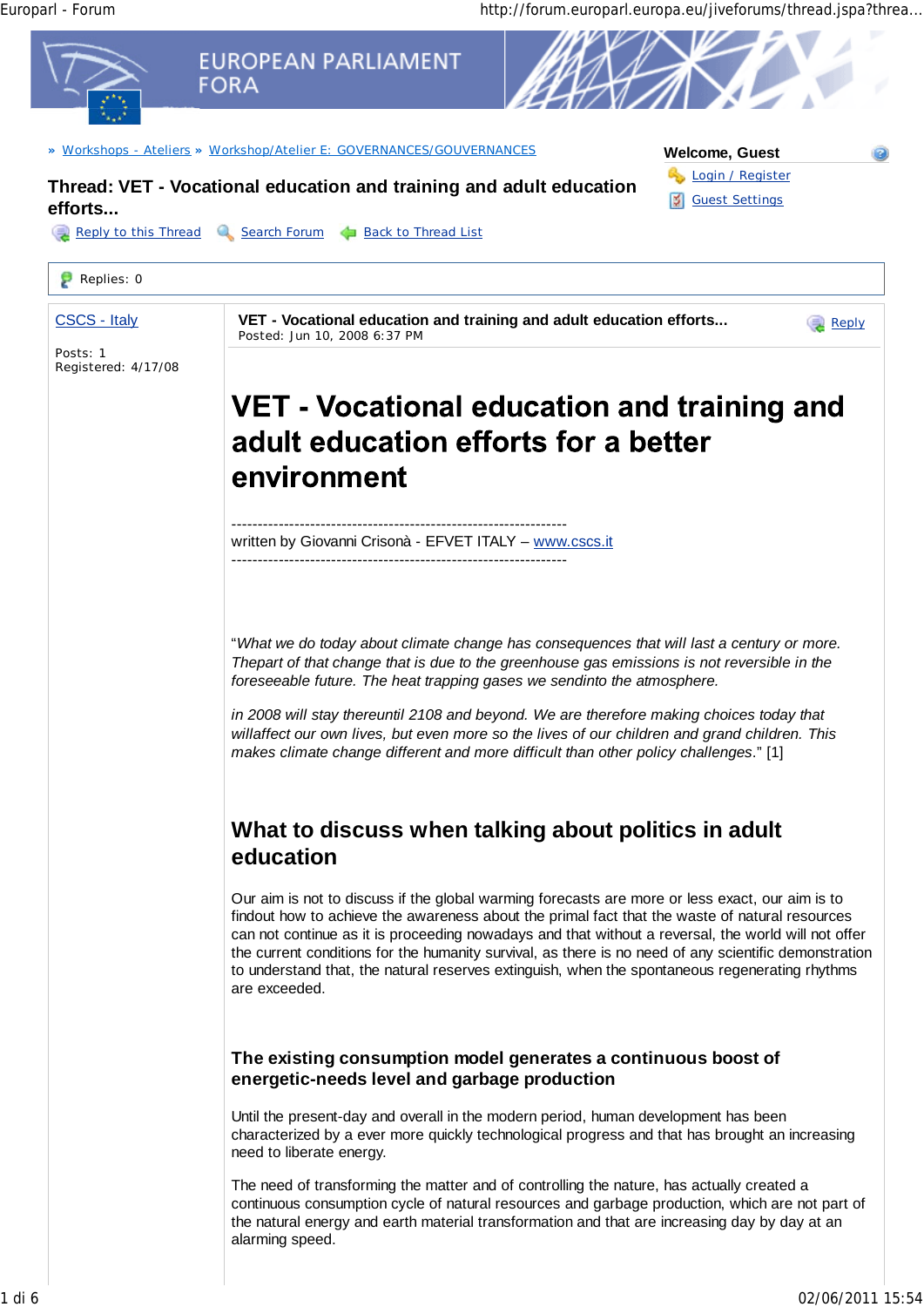» Workshops - Ateliers » Workshop/Atelier E: GOVERNANCES/GOUVERNANCES

Welcome, Guest

Login / Register

Guest Settings

**Thread: VET - Vocational education and training and adult education efforts...**

Reply to this Thread | Search Forum | Back to Thread List

Replies: 0

CSCS - Italy

Posts: 1
Registered: 4/17/08

**VET - Vocational education and training and adult education efforts...**
Posted: Jun 10, 2008 6:37 PM

Reply

# VET - Vocational education and training and adult education efforts for a better environment

----------------------------------------------------------------
written by Giovanni Crisonà - EFVET ITALY – www.cscs.it
----------------------------------------------------------------

"*What we do today about climate change has consequences that will last a century or more. Thepart of that change that is due to the greenhouse gas emissions is not reversible in the foreseeable future. The heat trapping gases we sendinto the atmosphere.*

*in 2008 will stay thereuntil 2108 and beyond. We are therefore making choices today that willaffect our own lives, but even more so the lives of our children and grand children. This makes climate change different and more difficult than other policy challenges*." [1]

## What to discuss when talking about politics in adult education

Our aim is not to discuss if the global warming forecasts are more or less exact, our aim is to findout how to achieve the awareness about the primal fact that the waste of natural resources can not continue as it is proceeding nowadays and that without a reversal, the world will not offer the current conditions for the humanity survival, as there is no need of any scientific demonstration to understand that, the natural reserves extinguish, when the spontaneous regenerating rhythms are exceeded.

### The existing consumption model generates a continuous boost of energetic-needs level and garbage production

Until the present-day and overall in the modern period, human development has been characterized by a ever more quickly technological progress and that has brought an increasing need to liberate energy.

The need of transforming the matter and of controlling the nature, has actually created a continuous consumption cycle of natural resources and garbage production, which are not part of the natural energy and earth material transformation and that are increasing day by day at an alarming speed.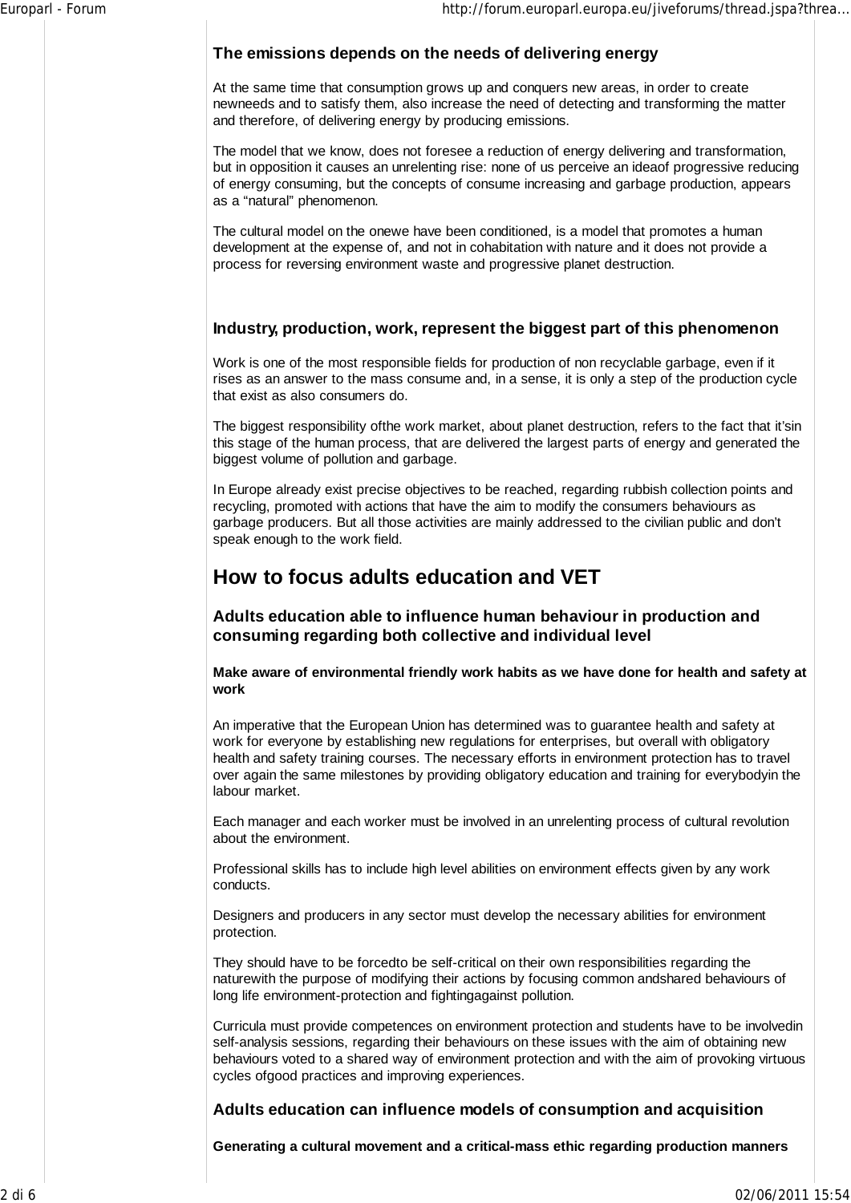### The emissions depends on the needs of delivering energy

At the same time that consumption grows up and conquers new areas, in order to create newneeds and to satisfy them, also increase the need of detecting and transforming the matter and therefore, of delivering energy by producing emissions.

The model that we know, does not foresee a reduction of energy delivering and transformation, but in opposition it causes an unrelenting rise: none of us perceive an ideaof progressive reducing of energy consuming, but the concepts of consume increasing and garbage production, appears as a “natural” phenomenon.

The cultural model on the onewe have been conditioned, is a model that promotes a human development at the expense of, and not in cohabitation with nature and it does not provide a process for reversing environment waste and progressive planet destruction.

### Industry, production, work, represent the biggest part of this phenomenon

Work is one of the most responsible fields for production of non recyclable garbage, even if it rises as an answer to the mass consume and, in a sense, it is only a step of the production cycle that exist as also consumers do.

The biggest responsibility ofthe work market, about planet destruction, refers to the fact that it'sin this stage of the human process, that are delivered the largest parts of energy and generated the biggest volume of pollution and garbage.

In Europe already exist precise objectives to be reached, regarding rubbish collection points and recycling, promoted with actions that have the aim to modify the consumers behaviours as garbage producers. But all those activities are mainly addressed to the civilian public and don't speak enough to the work field.

## How to focus adults education and VET

### Adults education able to influence human behaviour in production and consuming regarding both collective and individual level

**Make aware of environmental friendly work habits as we have done for health and safety at work**

An imperative that the European Union has determined was to guarantee health and safety at work for everyone by establishing new regulations for enterprises, but overall with obligatory health and safety training courses. The necessary efforts in environment protection has to travel over again the same milestones by providing obligatory education and training for everybodyin the labour market.

Each manager and each worker must be involved in an unrelenting process of cultural revolution about the environment.

Professional skills has to include high level abilities on environment effects given by any work conducts.

Designers and producers in any sector must develop the necessary abilities for environment protection.

They should have to be forcedto be self-critical on their own responsibilities regarding the naturewith the purpose of modifying their actions by focusing common andshared behaviours of long life environment-protection and fightingagainst pollution.

Curricula must provide competences on environment protection and students have to be involvedin self-analysis sessions, regarding their behaviours on these issues with the aim of obtaining new behaviours voted to a shared way of environment protection and with the aim of provoking virtuous cycles ofgood practices and improving experiences.

### Adults education can influence models of consumption and acquisition

**Generating a cultural movement and a critical-mass ethic regarding production manners**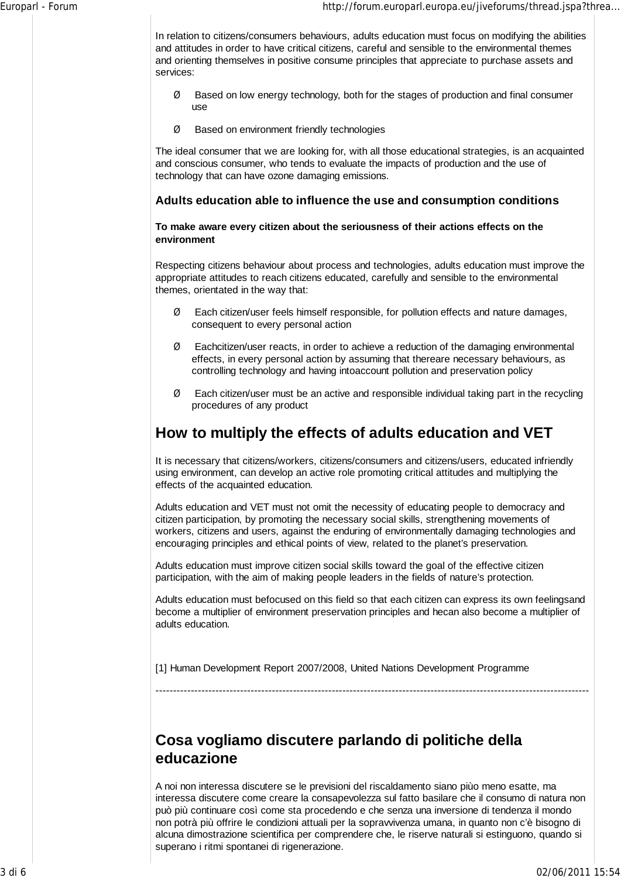In relation to citizens/consumers behaviours, adults education must focus on modifying the abilities and attitudes in order to have critical citizens, careful and sensible to the environmental themes and orienting themselves in positive consume principles that appreciate to purchase assets and services:

- Based on low energy technology, both for the stages of production and final consumer use
- Based on environment friendly technologies

The ideal consumer that we are looking for, with all those educational strategies, is an acquainted and conscious consumer, who tends to evaluate the impacts of production and the use of technology that can have ozone damaging emissions.

### Adults education able to influence the use and consumption conditions

**To make aware every citizen about the seriousness of their actions effects on the environment**

Respecting citizens behaviour about process and technologies, adults education must improve the appropriate attitudes to reach citizens educated, carefully and sensible to the environmental themes, orientated in the way that:

- Each citizen/user feels himself responsible, for pollution effects and nature damages, consequent to every personal action
- Eachcitizen/user reacts, in order to achieve a reduction of the damaging environmental effects, in every personal action by assuming that thereare necessary behaviours, as controlling technology and having intoaccount pollution and preservation policy
- Each citizen/user must be an active and responsible individual taking part in the recycling procedures of any product

## How to multiply the effects of adults education and VET

It is necessary that citizens/workers, citizens/consumers and citizens/users, educated infriendly using environment, can develop an active role promoting critical attitudes and multiplying the effects of the acquainted education.

Adults education and VET must not omit the necessity of educating people to democracy and citizen participation, by promoting the necessary social skills, strengthening movements of workers, citizens and users, against the enduring of environmentally damaging technologies and encouraging principles and ethical points of view, related to the planet's preservation.

Adults education must improve citizen social skills toward the goal of the effective citizen participation, with the aim of making people leaders in the fields of nature's protection.

Adults education must befocused on this field so that each citizen can express its own feelingsand become a multiplier of environment preservation principles and hecan also become a multiplier of adults education.

[1] Human Development Report 2007/2008, United Nations Development Programme

---

## Cosa vogliamo discutere parlando di politiche della educazione

A noi non interessa discutere se le previsioni del riscaldamento siano piùo meno esatte, ma interessa discutere come creare la consapevolezza sul fatto basilare che il consumo di natura non può più continuare così come sta procedendo e che senza una inversione di tendenza il mondo non potrà più offrire le condizioni attuali per la sopravvivenza umana, in quanto non c'è bisogno di alcuna dimostrazione scientifica per comprendere che, le riserve naturali si estinguono, quando si superano i ritmi spontanei di rigenerazione.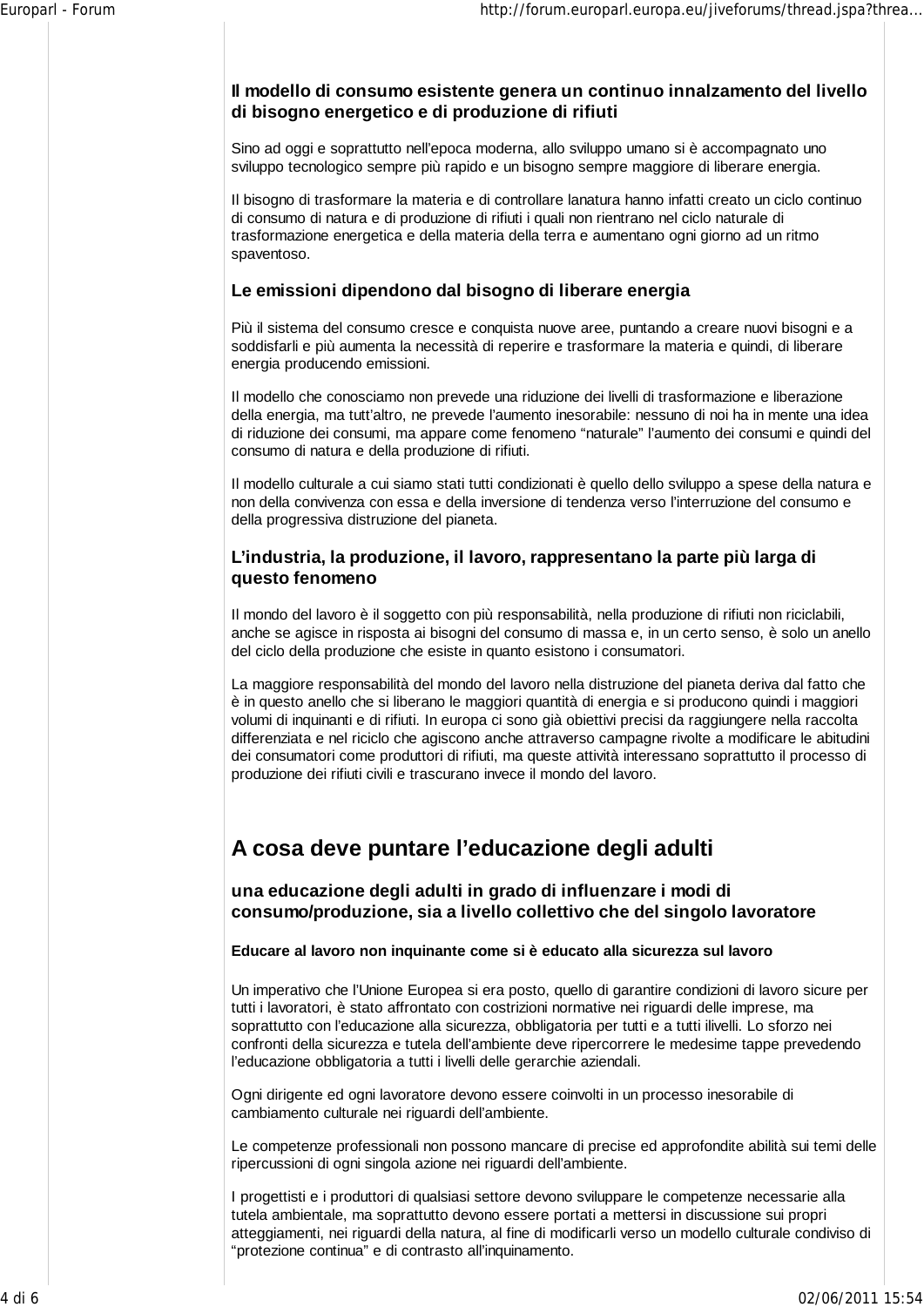### Il modello di consumo esistente genera un continuo innalzamento del livello di bisogno energetico e di produzione di rifiuti

Sino ad oggi e soprattutto nell'epoca moderna, allo sviluppo umano si è accompagnato uno sviluppo tecnologico sempre più rapido e un bisogno sempre maggiore di liberare energia.

Il bisogno di trasformare la materia e di controllare lanatura hanno infatti creato un ciclo continuo di consumo di natura e di produzione di rifiuti i quali non rientrano nel ciclo naturale di trasformazione energetica e della materia della terra e aumentano ogni giorno ad un ritmo spaventoso.

### Le emissioni dipendono dal bisogno di liberare energia

Più il sistema del consumo cresce e conquista nuove aree, puntando a creare nuovi bisogni e a soddisfarli e più aumenta la necessità di reperire e trasformare la materia e quindi, di liberare energia producendo emissioni.

Il modello che conosciamo non prevede una riduzione dei livelli di trasformazione e liberazione della energia, ma tutt'altro, ne prevede l'aumento inesorabile: nessuno di noi ha in mente una idea di riduzione dei consumi, ma appare come fenomeno "naturale" l'aumento dei consumi e quindi del consumo di natura e della produzione di rifiuti.

Il modello culturale a cui siamo stati tutti condizionati è quello dello sviluppo a spese della natura e non della convivenza con essa e della inversione di tendenza verso l'interruzione del consumo e della progressiva distruzione del pianeta.

### L'industria, la produzione, il lavoro, rappresentano la parte più larga di questo fenomeno

Il mondo del lavoro è il soggetto con più responsabilità, nella produzione di rifiuti non riciclabili, anche se agisce in risposta ai bisogni del consumo di massa e, in un certo senso, è solo un anello del ciclo della produzione che esiste in quanto esistono i consumatori.

La maggiore responsabilità del mondo del lavoro nella distruzione del pianeta deriva dal fatto che è in questo anello che si liberano le maggiori quantità di energia e si producono quindi i maggiori volumi di inquinanti e di rifiuti. In europa ci sono già obiettivi precisi da raggiungere nella raccolta differenziata e nel riciclo che agiscono anche attraverso campagne rivolte a modificare le abitudini dei consumatori come produttori di rifiuti, ma queste attività interessano soprattutto il processo di produzione dei rifiuti civili e trascurano invece il mondo del lavoro.

## A cosa deve puntare l'educazione degli adulti

### una educazione degli adulti in grado di influenzare i modi di consumo/produzione, sia a livello collettivo che del singolo lavoratore

#### Educare al lavoro non inquinante come si è educato alla sicurezza sul lavoro

Un imperativo che l'Unione Europea si era posto, quello di garantire condizioni di lavoro sicure per tutti i lavoratori, è stato affrontato con costrizioni normative nei riguardi delle imprese, ma soprattutto con l'educazione alla sicurezza, obbligatoria per tutti e a tutti ilivelli. Lo sforzo nei confronti della sicurezza e tutela dell'ambiente deve ripercorrere le medesime tappe prevedendo l'educazione obbligatoria a tutti i livelli delle gerarchie aziendali.

Ogni dirigente ed ogni lavoratore devono essere coinvolti in un processo inesorabile di cambiamento culturale nei riguardi dell'ambiente.

Le competenze professionali non possono mancare di precise ed approfondite abilità sui temi delle ripercussioni di ogni singola azione nei riguardi dell'ambiente.

I progettisti e i produttori di qualsiasi settore devono sviluppare le competenze necessarie alla tutela ambientale, ma soprattutto devono essere portati a mettersi in discussione sui propri atteggiamenti, nei riguardi della natura, al fine di modificarli verso un modello culturale condiviso di "protezione continua" e di contrasto all'inquinamento.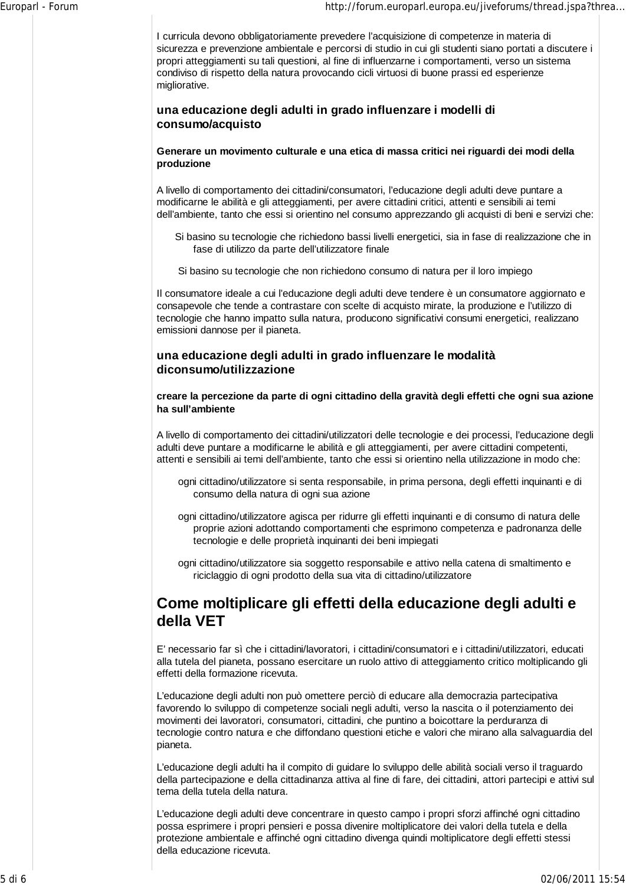I curricula devono obbligatoriamente prevedere l'acquisizione di competenze in materia di sicurezza e prevenzione ambientale e percorsi di studio in cui gli studenti siano portati a discutere i propri atteggiamenti su tali questioni, al fine di influenzarne i comportamenti, verso un sistema condiviso di rispetto della natura provocando cicli virtuosi di buone prassi ed esperienze migliorative.

### una educazione degli adulti in grado influenzare i modelli di consumo/acquisto

**Generare un movimento culturale e una etica di massa critici nei riguardi dei modi della produzione**

A livello di comportamento dei cittadini/consumatori, l'educazione degli adulti deve puntare a modificarne le abilità e gli atteggiamenti, per avere cittadini critici, attenti e sensibili ai temi dell'ambiente, tanto che essi si orientino nel consumo apprezzando gli acquisti di beni e servizi che:

- Si basino su tecnologie che richiedono bassi livelli energetici, sia in fase di realizzazione che in fase di utilizzo da parte dell'utilizzatore finale
- Si basino su tecnologie che non richiedono consumo di natura per il loro impiego

Il consumatore ideale a cui l'educazione degli adulti deve tendere è un consumatore aggiornato e consapevole che tende a contrastare con scelte di acquisto mirate, la produzione e l'utilizzo di tecnologie che hanno impatto sulla natura, producono significativi consumi energetici, realizzano emissioni dannose per il pianeta.

### una educazione degli adulti in grado influenzare le modalità diconsumo/utilizzazione

**creare la percezione da parte di ogni cittadino della gravità degli effetti che ogni sua azione ha sull'ambiente**

A livello di comportamento dei cittadini/utilizzatori delle tecnologie e dei processi, l'educazione degli adulti deve puntare a modificarne le abilità e gli atteggiamenti, per avere cittadini competenti, attenti e sensibili ai temi dell'ambiente, tanto che essi si orientino nella utilizzazione in modo che:

- ogni cittadino/utilizzatore si senta responsabile, in prima persona, degli effetti inquinanti e di consumo della natura di ogni sua azione
- ogni cittadino/utilizzatore agisca per ridurre gli effetti inquinanti e di consumo di natura delle proprie azioni adottando comportamenti che esprimono competenza e padronanza delle tecnologie e delle proprietà inquinanti dei beni impiegati
- ogni cittadino/utilizzatore sia soggetto responsabile e attivo nella catena di smaltimento e riciclaggio di ogni prodotto della sua vita di cittadino/utilizzatore

## Come moltiplicare gli effetti della educazione degli adulti e della VET

E' necessario far sì che i cittadini/lavoratori, i cittadini/consumatori e i cittadini/utilizzatori, educati alla tutela del pianeta, possano esercitare un ruolo attivo di atteggiamento critico moltiplicando gli effetti della formazione ricevuta.

L'educazione degli adulti non può omettere perciò di educare alla democrazia partecipativa favorendo lo sviluppo di competenze sociali negli adulti, verso la nascita o il potenziamento dei movimenti dei lavoratori, consumatori, cittadini, che puntino a boicottare la perduranza di tecnologie contro natura e che diffondano questioni etiche e valori che mirano alla salvaguardia del pianeta.

L'educazione degli adulti ha il compito di guidare lo sviluppo delle abilità sociali verso il traguardo della partecipazione e della cittadinanza attiva al fine di fare, dei cittadini, attori partecipi e attivi sul tema della tutela della natura.

L'educazione degli adulti deve concentrare in questo campo i propri sforzi affinché ogni cittadino possa esprimere i propri pensieri e possa divenire moltiplicatore dei valori della tutela e della protezione ambientale e affinché ogni cittadino divenga quindi moltiplicatore degli effetti stessi della educazione ricevuta.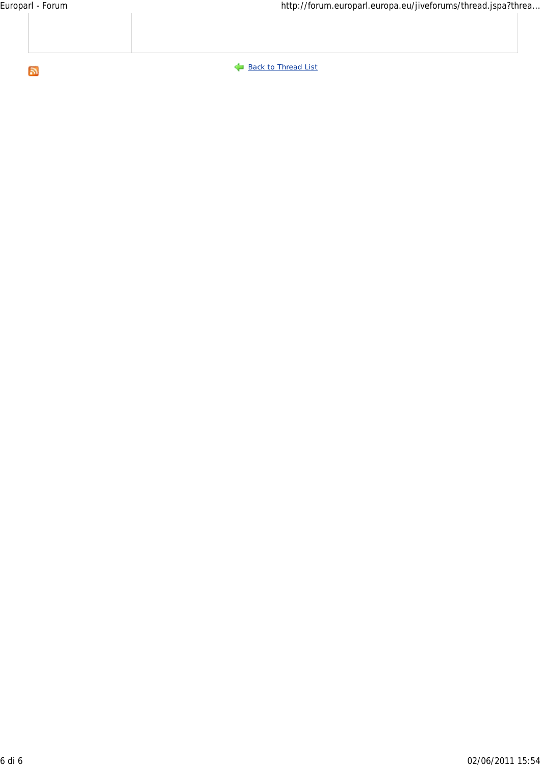[Back to Thread List]